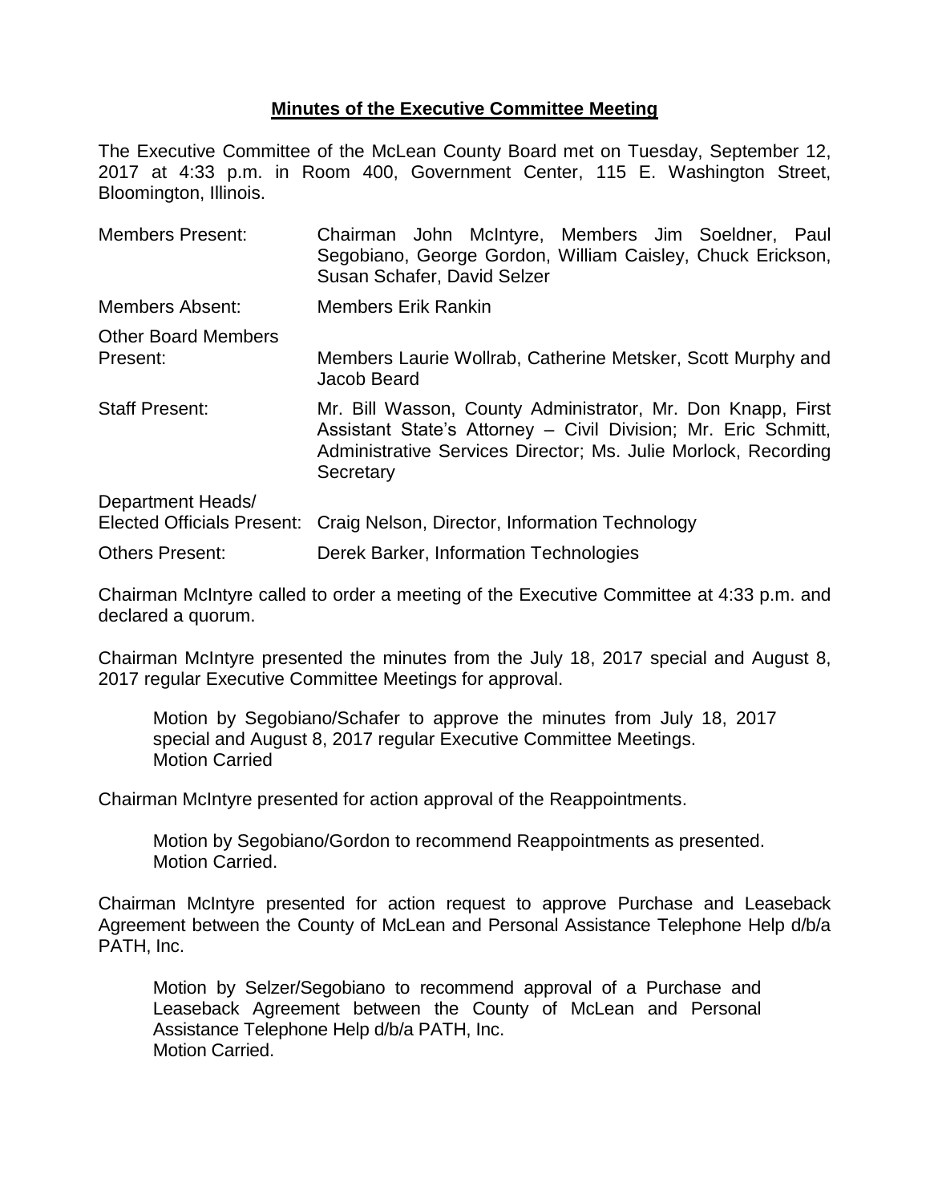**Minutes of the Executive Committee Meeting**

The Executive Committee of the McLean County Board met on Tuesday, September 12, 2017 at 4:33 p.m. in Room 400, Government Center, 115 E. Washington Street, Bloomington, Illinois.

| | |
|---|---|
| Members Present: | Chairman John McIntyre, Members Jim Soeldner, Paul Segobiano, George Gordon, William Caisley, Chuck Erickson, Susan Schafer, David Selzer |
| Members Absent: | Members Erik Rankin |
| Other Board Members Present: | Members Laurie Wollrab, Catherine Metsker, Scott Murphy and Jacob Beard |
| Staff Present: | Mr. Bill Wasson, County Administrator, Mr. Don Knapp, First Assistant State's Attorney – Civil Division; Mr. Eric Schmitt, Administrative Services Director; Ms. Julie Morlock, Recording Secretary |
| Department Heads/ Elected Officials Present: | Craig Nelson, Director, Information Technology |
| Others Present: | Derek Barker, Information Technologies |

Chairman McIntyre called to order a meeting of the Executive Committee at 4:33 p.m. and declared a quorum.

Chairman McIntyre presented the minutes from the July 18, 2017 special and August 8, 2017 regular Executive Committee Meetings for approval.

> Motion by Segobiano/Schafer to approve the minutes from July 18, 2017 special and August 8, 2017 regular Executive Committee Meetings.
> Motion Carried

Chairman McIntyre presented for action approval of the Reappointments.

> Motion by Segobiano/Gordon to recommend Reappointments as presented.
> Motion Carried.

Chairman McIntyre presented for action request to approve Purchase and Leaseback Agreement between the County of McLean and Personal Assistance Telephone Help d/b/a PATH, Inc.

> Motion by Selzer/Segobiano to recommend approval of a Purchase and Leaseback Agreement between the County of McLean and Personal Assistance Telephone Help d/b/a PATH, Inc.
> Motion Carried.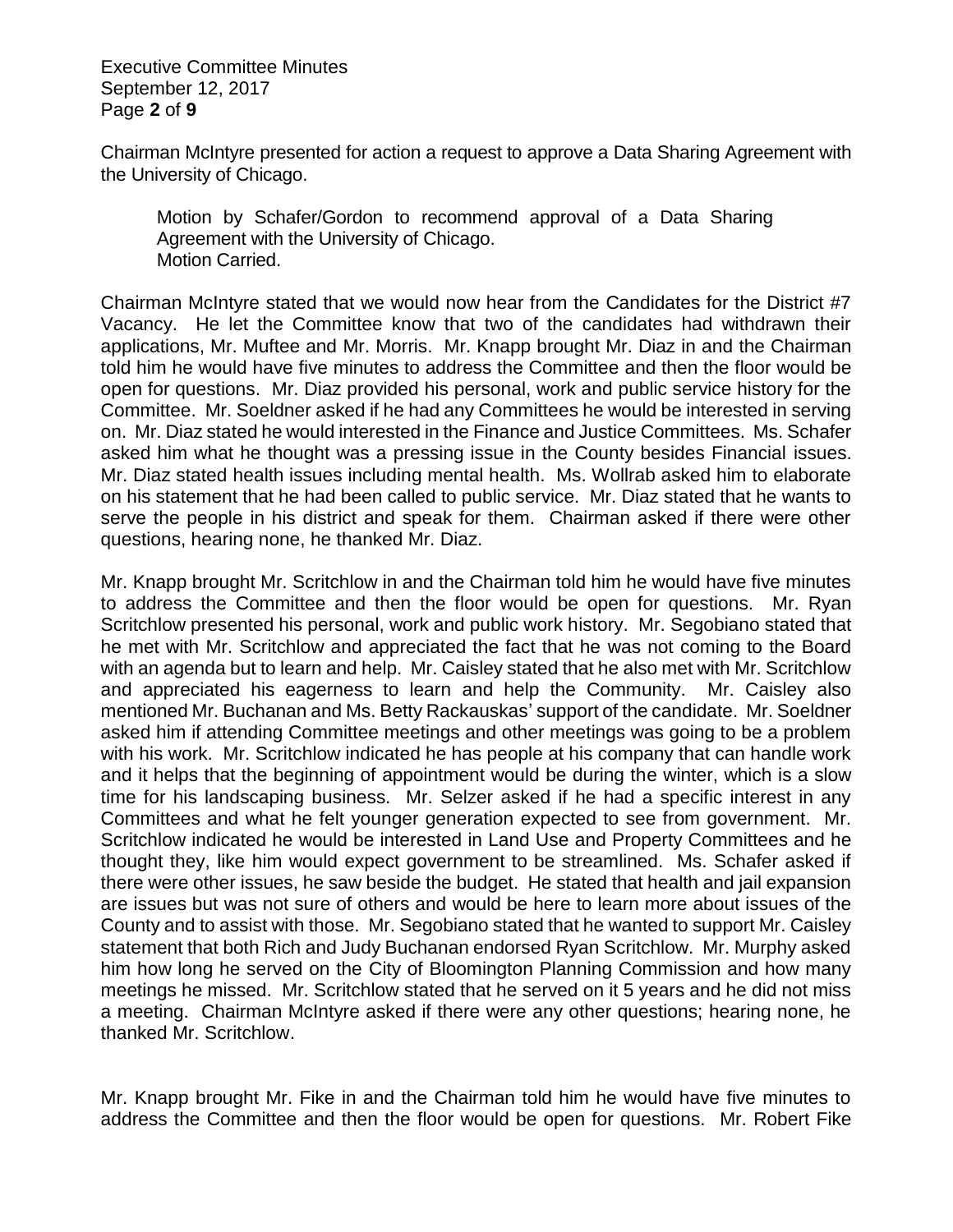Chairman McIntyre presented for action a request to approve a Data Sharing Agreement with the University of Chicago.

> Motion by Schafer/Gordon to recommend approval of a Data Sharing Agreement with the University of Chicago.
> Motion Carried.

Chairman McIntyre stated that we would now hear from the Candidates for the District #7 Vacancy. He let the Committee know that two of the candidates had withdrawn their applications, Mr. Muftee and Mr. Morris. Mr. Knapp brought Mr. Diaz in and the Chairman told him he would have five minutes to address the Committee and then the floor would be open for questions. Mr. Diaz provided his personal, work and public service history for the Committee. Mr. Soeldner asked if he had any Committees he would be interested in serving on. Mr. Diaz stated he would interested in the Finance and Justice Committees. Ms. Schafer asked him what he thought was a pressing issue in the County besides Financial issues. Mr. Diaz stated health issues including mental health. Ms. Wollrab asked him to elaborate on his statement that he had been called to public service. Mr. Diaz stated that he wants to serve the people in his district and speak for them. Chairman asked if there were other questions, hearing none, he thanked Mr. Diaz.

Mr. Knapp brought Mr. Scritchlow in and the Chairman told him he would have five minutes to address the Committee and then the floor would be open for questions. Mr. Ryan Scritchlow presented his personal, work and public work history. Mr. Segobiano stated that he met with Mr. Scritchlow and appreciated the fact that he was not coming to the Board with an agenda but to learn and help. Mr. Caisley stated that he also met with Mr. Scritchlow and appreciated his eagerness to learn and help the Community. Mr. Caisley also mentioned Mr. Buchanan and Ms. Betty Rackauskas' support of the candidate. Mr. Soeldner asked him if attending Committee meetings and other meetings was going to be a problem with his work. Mr. Scritchlow indicated he has people at his company that can handle work and it helps that the beginning of appointment would be during the winter, which is a slow time for his landscaping business. Mr. Selzer asked if he had a specific interest in any Committees and what he felt younger generation expected to see from government. Mr. Scritchlow indicated he would be interested in Land Use and Property Committees and he thought they, like him would expect government to be streamlined. Ms. Schafer asked if there were other issues, he saw beside the budget. He stated that health and jail expansion are issues but was not sure of others and would be here to learn more about issues of the County and to assist with those. Mr. Segobiano stated that he wanted to support Mr. Caisley statement that both Rich and Judy Buchanan endorsed Ryan Scritchlow. Mr. Murphy asked him how long he served on the City of Bloomington Planning Commission and how many meetings he missed. Mr. Scritchlow stated that he served on it 5 years and he did not miss a meeting. Chairman McIntyre asked if there were any other questions; hearing none, he thanked Mr. Scritchlow.

Mr. Knapp brought Mr. Fike in and the Chairman told him he would have five minutes to address the Committee and then the floor would be open for questions. Mr. Robert Fike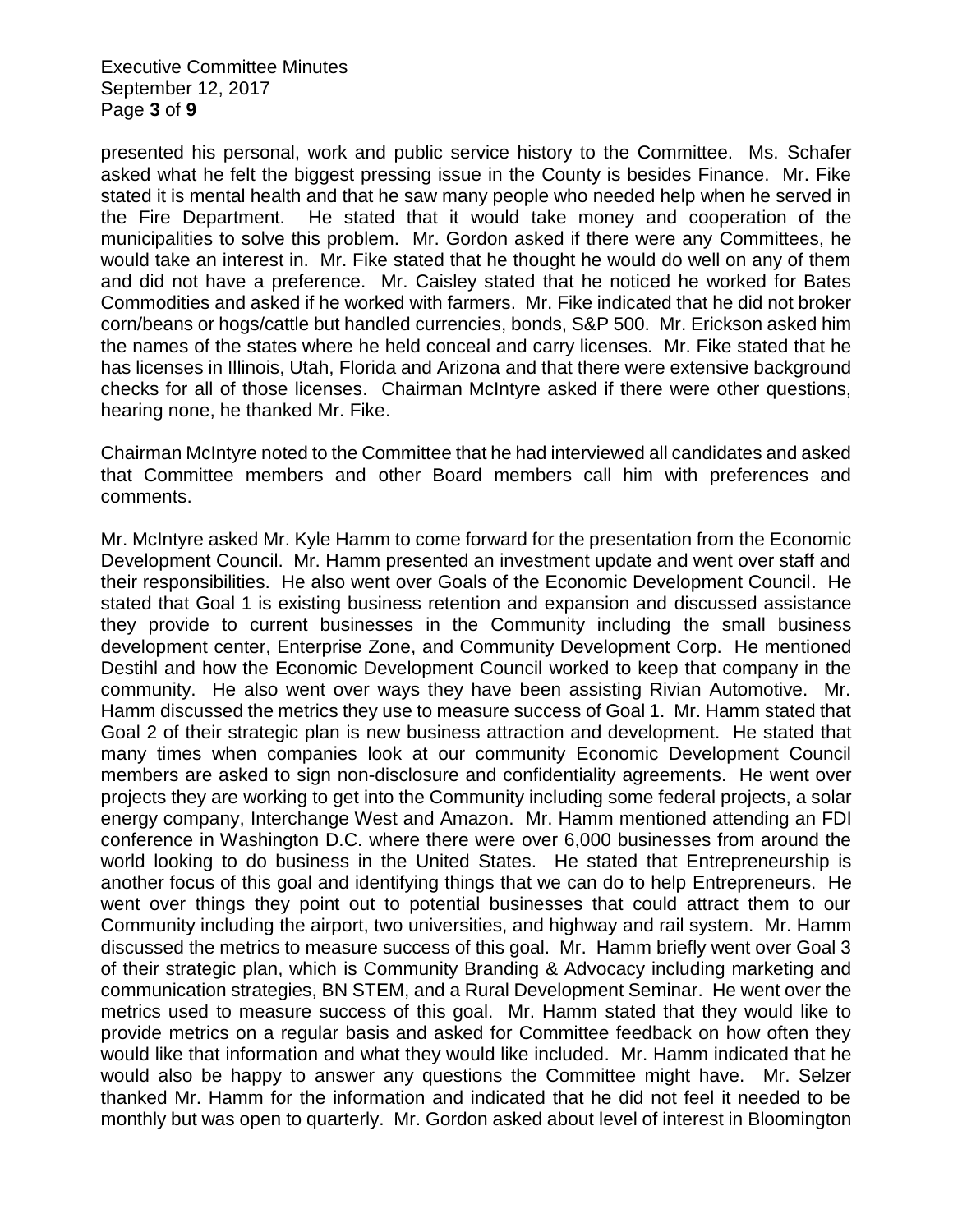presented his personal, work and public service history to the Committee. Ms. Schafer asked what he felt the biggest pressing issue in the County is besides Finance. Mr. Fike stated it is mental health and that he saw many people who needed help when he served in the Fire Department. He stated that it would take money and cooperation of the municipalities to solve this problem. Mr. Gordon asked if there were any Committees, he would take an interest in. Mr. Fike stated that he thought he would do well on any of them and did not have a preference. Mr. Caisley stated that he noticed he worked for Bates Commodities and asked if he worked with farmers. Mr. Fike indicated that he did not broker corn/beans or hogs/cattle but handled currencies, bonds, S&P 500. Mr. Erickson asked him the names of the states where he held conceal and carry licenses. Mr. Fike stated that he has licenses in Illinois, Utah, Florida and Arizona and that there were extensive background checks for all of those licenses. Chairman McIntyre asked if there were other questions, hearing none, he thanked Mr. Fike.

Chairman McIntyre noted to the Committee that he had interviewed all candidates and asked that Committee members and other Board members call him with preferences and comments.

Mr. McIntyre asked Mr. Kyle Hamm to come forward for the presentation from the Economic Development Council. Mr. Hamm presented an investment update and went over staff and their responsibilities. He also went over Goals of the Economic Development Council. He stated that Goal 1 is existing business retention and expansion and discussed assistance they provide to current businesses in the Community including the small business development center, Enterprise Zone, and Community Development Corp. He mentioned Destihl and how the Economic Development Council worked to keep that company in the community. He also went over ways they have been assisting Rivian Automotive. Mr. Hamm discussed the metrics they use to measure success of Goal 1. Mr. Hamm stated that Goal 2 of their strategic plan is new business attraction and development. He stated that many times when companies look at our community Economic Development Council members are asked to sign non-disclosure and confidentiality agreements. He went over projects they are working to get into the Community including some federal projects, a solar energy company, Interchange West and Amazon. Mr. Hamm mentioned attending an FDI conference in Washington D.C. where there were over 6,000 businesses from around the world looking to do business in the United States. He stated that Entrepreneurship is another focus of this goal and identifying things that we can do to help Entrepreneurs. He went over things they point out to potential businesses that could attract them to our Community including the airport, two universities, and highway and rail system. Mr. Hamm discussed the metrics to measure success of this goal. Mr. Hamm briefly went over Goal 3 of their strategic plan, which is Community Branding & Advocacy including marketing and communication strategies, BN STEM, and a Rural Development Seminar. He went over the metrics used to measure success of this goal. Mr. Hamm stated that they would like to provide metrics on a regular basis and asked for Committee feedback on how often they would like that information and what they would like included. Mr. Hamm indicated that he would also be happy to answer any questions the Committee might have. Mr. Selzer thanked Mr. Hamm for the information and indicated that he did not feel it needed to be monthly but was open to quarterly. Mr. Gordon asked about level of interest in Bloomington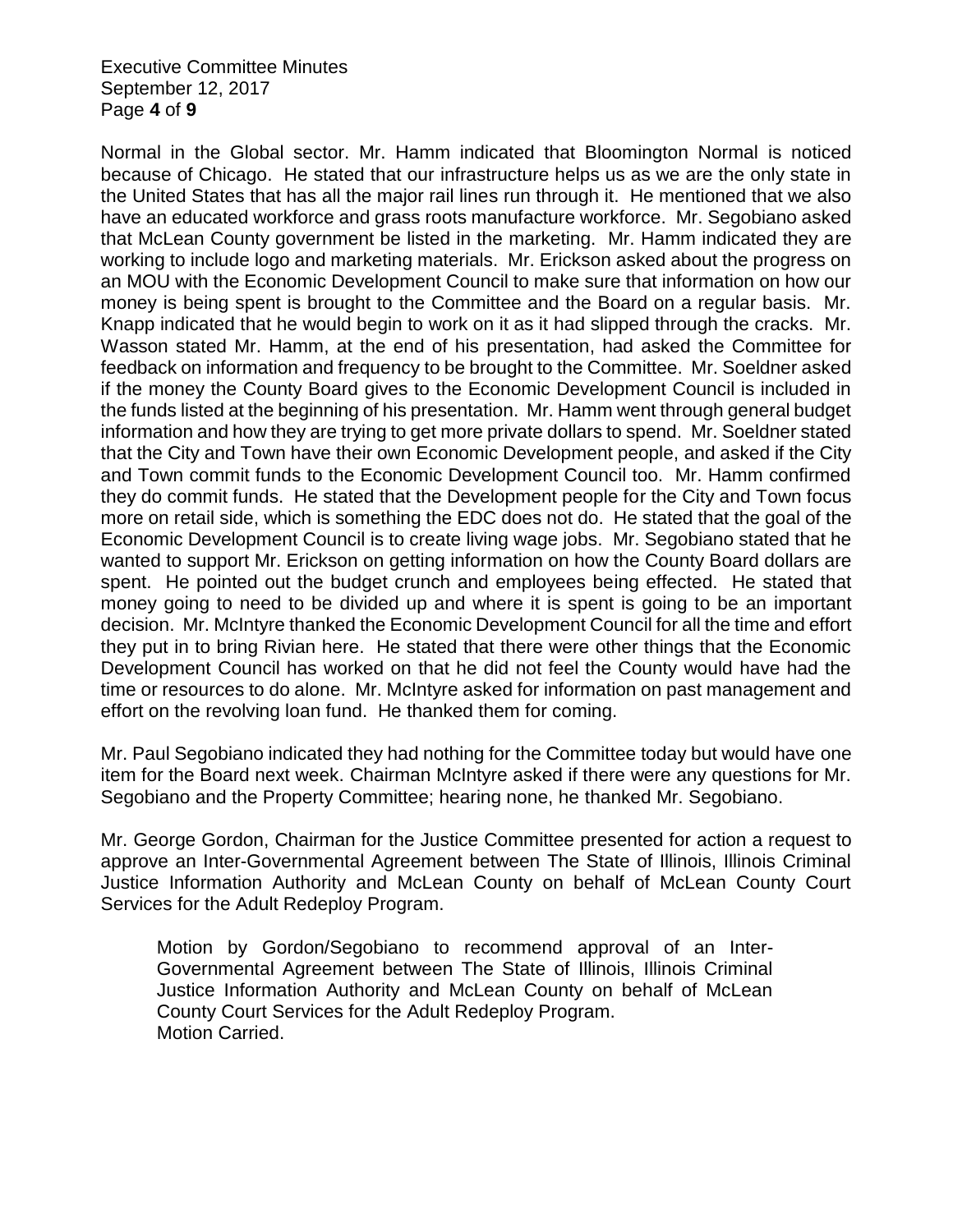Normal in the Global sector. Mr. Hamm indicated that Bloomington Normal is noticed because of Chicago. He stated that our infrastructure helps us as we are the only state in the United States that has all the major rail lines run through it. He mentioned that we also have an educated workforce and grass roots manufacture workforce. Mr. Segobiano asked that McLean County government be listed in the marketing. Mr. Hamm indicated they are working to include logo and marketing materials. Mr. Erickson asked about the progress on an MOU with the Economic Development Council to make sure that information on how our money is being spent is brought to the Committee and the Board on a regular basis. Mr. Knapp indicated that he would begin to work on it as it had slipped through the cracks. Mr. Wasson stated Mr. Hamm, at the end of his presentation, had asked the Committee for feedback on information and frequency to be brought to the Committee. Mr. Soeldner asked if the money the County Board gives to the Economic Development Council is included in the funds listed at the beginning of his presentation. Mr. Hamm went through general budget information and how they are trying to get more private dollars to spend. Mr. Soeldner stated that the City and Town have their own Economic Development people, and asked if the City and Town commit funds to the Economic Development Council too. Mr. Hamm confirmed they do commit funds. He stated that the Development people for the City and Town focus more on retail side, which is something the EDC does not do. He stated that the goal of the Economic Development Council is to create living wage jobs. Mr. Segobiano stated that he wanted to support Mr. Erickson on getting information on how the County Board dollars are spent. He pointed out the budget crunch and employees being effected. He stated that money going to need to be divided up and where it is spent is going to be an important decision. Mr. McIntyre thanked the Economic Development Council for all the time and effort they put in to bring Rivian here. He stated that there were other things that the Economic Development Council has worked on that he did not feel the County would have had the time or resources to do alone. Mr. McIntyre asked for information on past management and effort on the revolving loan fund. He thanked them for coming.

Mr. Paul Segobiano indicated they had nothing for the Committee today but would have one item for the Board next week. Chairman McIntyre asked if there were any questions for Mr. Segobiano and the Property Committee; hearing none, he thanked Mr. Segobiano.

Mr. George Gordon, Chairman for the Justice Committee presented for action a request to approve an Inter-Governmental Agreement between The State of Illinois, Illinois Criminal Justice Information Authority and McLean County on behalf of McLean County Court Services for the Adult Redeploy Program.

> Motion by Gordon/Segobiano to recommend approval of an Inter-Governmental Agreement between The State of Illinois, Illinois Criminal Justice Information Authority and McLean County on behalf of McLean County Court Services for the Adult Redeploy Program.
> Motion Carried.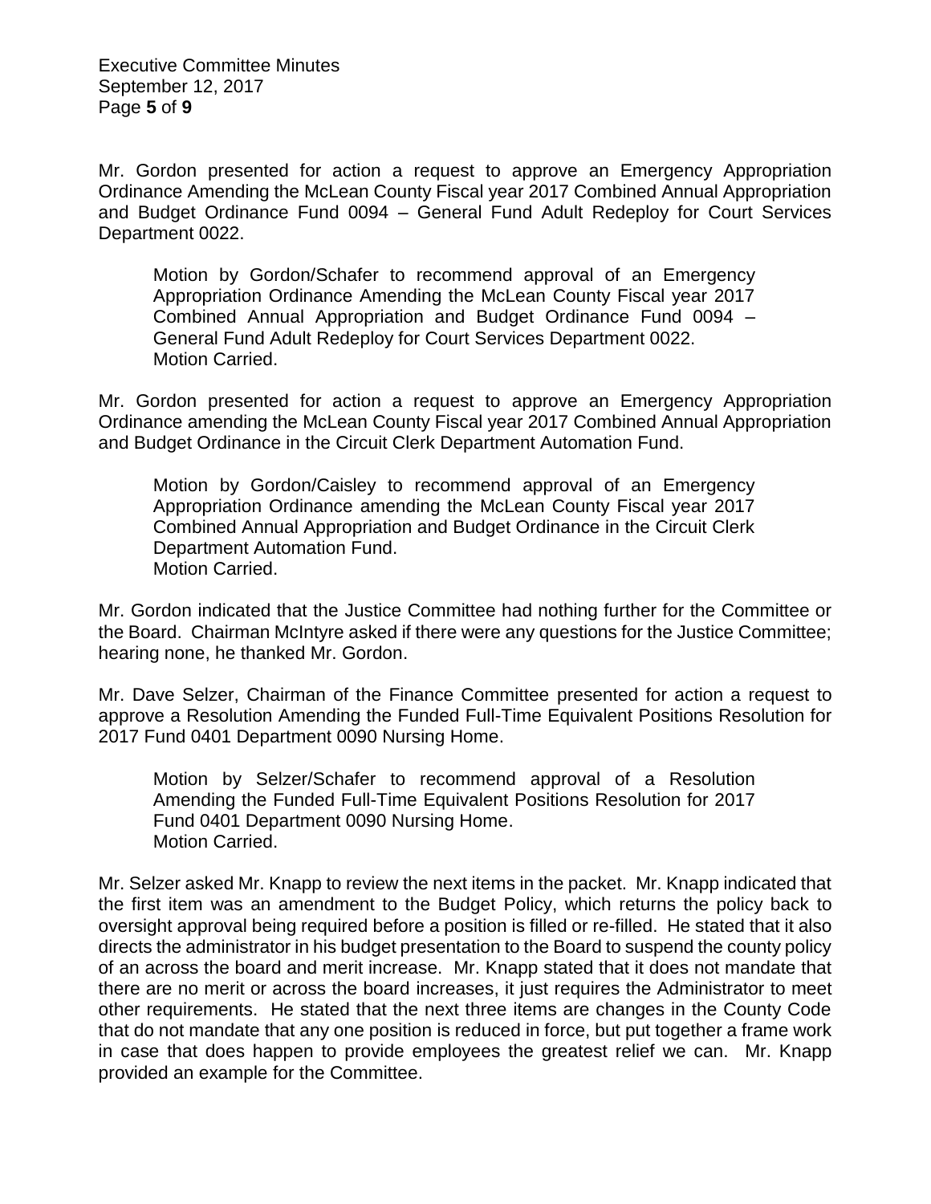Mr. Gordon presented for action a request to approve an Emergency Appropriation Ordinance Amending the McLean County Fiscal year 2017 Combined Annual Appropriation and Budget Ordinance Fund 0094 – General Fund Adult Redeploy for Court Services Department 0022.

> Motion by Gordon/Schafer to recommend approval of an Emergency Appropriation Ordinance Amending the McLean County Fiscal year 2017 Combined Annual Appropriation and Budget Ordinance Fund 0094 – General Fund Adult Redeploy for Court Services Department 0022.
> Motion Carried.

Mr. Gordon presented for action a request to approve an Emergency Appropriation Ordinance amending the McLean County Fiscal year 2017 Combined Annual Appropriation and Budget Ordinance in the Circuit Clerk Department Automation Fund.

> Motion by Gordon/Caisley to recommend approval of an Emergency Appropriation Ordinance amending the McLean County Fiscal year 2017 Combined Annual Appropriation and Budget Ordinance in the Circuit Clerk Department Automation Fund.
> Motion Carried.

Mr. Gordon indicated that the Justice Committee had nothing further for the Committee or the Board. Chairman McIntyre asked if there were any questions for the Justice Committee; hearing none, he thanked Mr. Gordon.

Mr. Dave Selzer, Chairman of the Finance Committee presented for action a request to approve a Resolution Amending the Funded Full-Time Equivalent Positions Resolution for 2017 Fund 0401 Department 0090 Nursing Home.

> Motion by Selzer/Schafer to recommend approval of a Resolution Amending the Funded Full-Time Equivalent Positions Resolution for 2017 Fund 0401 Department 0090 Nursing Home.
> Motion Carried.

Mr. Selzer asked Mr. Knapp to review the next items in the packet. Mr. Knapp indicated that the first item was an amendment to the Budget Policy, which returns the policy back to oversight approval being required before a position is filled or re-filled. He stated that it also directs the administrator in his budget presentation to the Board to suspend the county policy of an across the board and merit increase. Mr. Knapp stated that it does not mandate that there are no merit or across the board increases, it just requires the Administrator to meet other requirements. He stated that the next three items are changes in the County Code that do not mandate that any one position is reduced in force, but put together a frame work in case that does happen to provide employees the greatest relief we can. Mr. Knapp provided an example for the Committee.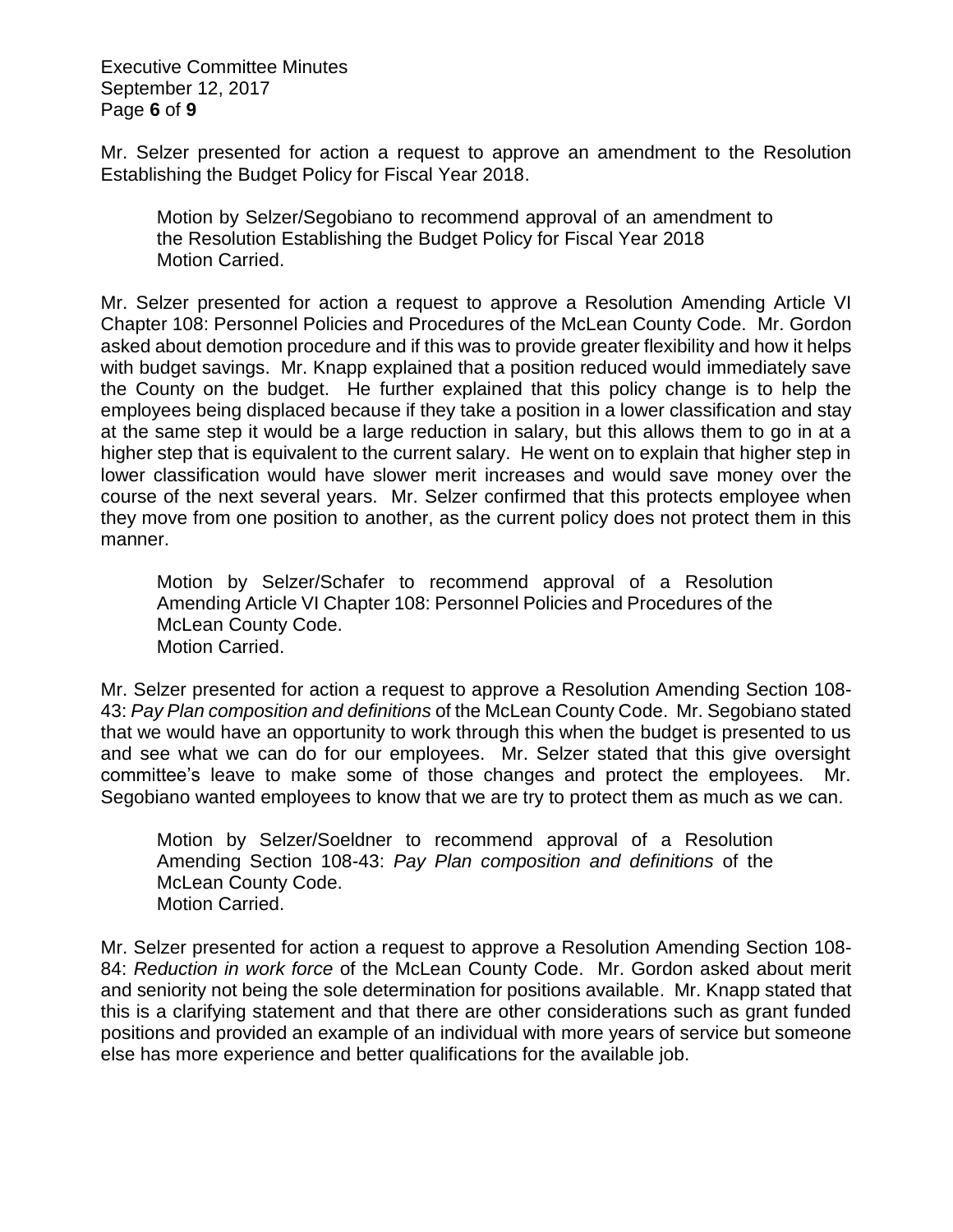Mr. Selzer presented for action a request to approve an amendment to the Resolution Establishing the Budget Policy for Fiscal Year 2018.

> Motion by Selzer/Segobiano to recommend approval of an amendment to the Resolution Establishing the Budget Policy for Fiscal Year 2018
> Motion Carried.

Mr. Selzer presented for action a request to approve a Resolution Amending Article VI Chapter 108: Personnel Policies and Procedures of the McLean County Code. Mr. Gordon asked about demotion procedure and if this was to provide greater flexibility and how it helps with budget savings. Mr. Knapp explained that a position reduced would immediately save the County on the budget. He further explained that this policy change is to help the employees being displaced because if they take a position in a lower classification and stay at the same step it would be a large reduction in salary, but this allows them to go in at a higher step that is equivalent to the current salary. He went on to explain that higher step in lower classification would have slower merit increases and would save money over the course of the next several years. Mr. Selzer confirmed that this protects employee when they move from one position to another, as the current policy does not protect them in this manner.

> Motion by Selzer/Schafer to recommend approval of a Resolution Amending Article VI Chapter 108: Personnel Policies and Procedures of the McLean County Code.
> Motion Carried.

Mr. Selzer presented for action a request to approve a Resolution Amending Section 108-43: *Pay Plan composition and definitions* of the McLean County Code. Mr. Segobiano stated that we would have an opportunity to work through this when the budget is presented to us and see what we can do for our employees. Mr. Selzer stated that this give oversight committee's leave to make some of those changes and protect the employees. Mr. Segobiano wanted employees to know that we are try to protect them as much as we can.

> Motion by Selzer/Soeldner to recommend approval of a Resolution Amending Section 108-43: *Pay Plan composition and definitions* of the McLean County Code.
> Motion Carried.

Mr. Selzer presented for action a request to approve a Resolution Amending Section 108-84: *Reduction in work force* of the McLean County Code. Mr. Gordon asked about merit and seniority not being the sole determination for positions available. Mr. Knapp stated that this is a clarifying statement and that there are other considerations such as grant funded positions and provided an example of an individual with more years of service but someone else has more experience and better qualifications for the available job.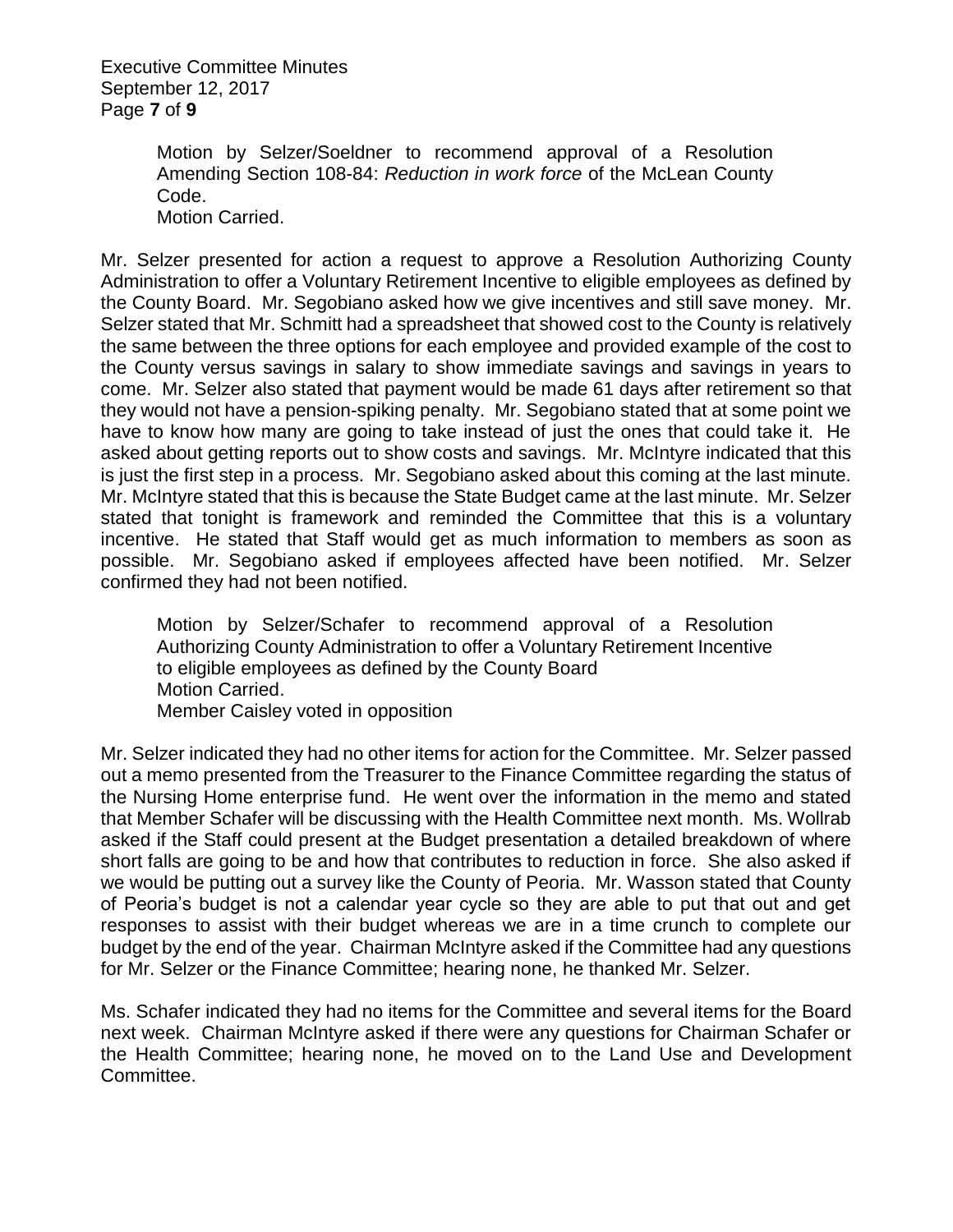Motion by Selzer/Soeldner to recommend approval of a Resolution Amending Section 108-84: *Reduction in work force* of the McLean County Code.
Motion Carried.

Mr. Selzer presented for action a request to approve a Resolution Authorizing County Administration to offer a Voluntary Retirement Incentive to eligible employees as defined by the County Board. Mr. Segobiano asked how we give incentives and still save money. Mr. Selzer stated that Mr. Schmitt had a spreadsheet that showed cost to the County is relatively the same between the three options for each employee and provided example of the cost to the County versus savings in salary to show immediate savings and savings in years to come. Mr. Selzer also stated that payment would be made 61 days after retirement so that they would not have a pension-spiking penalty. Mr. Segobiano stated that at some point we have to know how many are going to take instead of just the ones that could take it. He asked about getting reports out to show costs and savings. Mr. McIntyre indicated that this is just the first step in a process. Mr. Segobiano asked about this coming at the last minute. Mr. McIntyre stated that this is because the State Budget came at the last minute. Mr. Selzer stated that tonight is framework and reminded the Committee that this is a voluntary incentive. He stated that Staff would get as much information to members as soon as possible. Mr. Segobiano asked if employees affected have been notified. Mr. Selzer confirmed they had not been notified.

Motion by Selzer/Schafer to recommend approval of a Resolution Authorizing County Administration to offer a Voluntary Retirement Incentive to eligible employees as defined by the County Board
Motion Carried.
Member Caisley voted in opposition

Mr. Selzer indicated they had no other items for action for the Committee. Mr. Selzer passed out a memo presented from the Treasurer to the Finance Committee regarding the status of the Nursing Home enterprise fund. He went over the information in the memo and stated that Member Schafer will be discussing with the Health Committee next month. Ms. Wollrab asked if the Staff could present at the Budget presentation a detailed breakdown of where short falls are going to be and how that contributes to reduction in force. She also asked if we would be putting out a survey like the County of Peoria. Mr. Wasson stated that County of Peoria's budget is not a calendar year cycle so they are able to put that out and get responses to assist with their budget whereas we are in a time crunch to complete our budget by the end of the year. Chairman McIntyre asked if the Committee had any questions for Mr. Selzer or the Finance Committee; hearing none, he thanked Mr. Selzer.

Ms. Schafer indicated they had no items for the Committee and several items for the Board next week. Chairman McIntyre asked if there were any questions for Chairman Schafer or the Health Committee; hearing none, he moved on to the Land Use and Development Committee.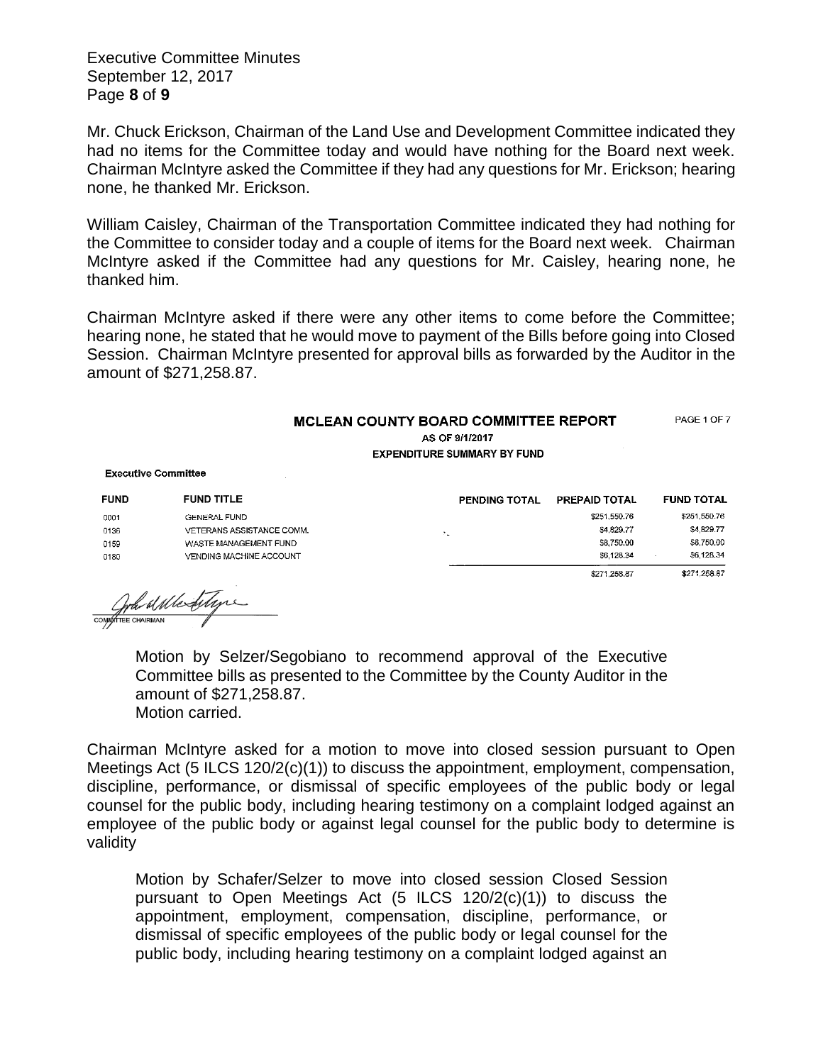Mr. Chuck Erickson, Chairman of the Land Use and Development Committee indicated they had no items for the Committee today and would have nothing for the Board next week. Chairman McIntyre asked the Committee if they had any questions for Mr. Erickson; hearing none, he thanked Mr. Erickson.

William Caisley, Chairman of the Transportation Committee indicated they had nothing for the Committee to consider today and a couple of items for the Board next week. Chairman McIntyre asked if the Committee had any questions for Mr. Caisley, hearing none, he thanked him.

Chairman McIntyre asked if there were any other items to come before the Committee; hearing none, he stated that he would move to payment of the Bills before going into Closed Session. Chairman McIntyre presented for approval bills as forwarded by the Auditor in the amount of $271,258.87.

**MCLEAN COUNTY BOARD COMMITTEE REPORT**

PAGE 1 OF 7

AS OF 9/1/2017

EXPENDITURE SUMMARY BY FUND

**Executive Committee**

| FUND | FUND TITLE | PENDING TOTAL | PREPAID TOTAL | FUND TOTAL |
|---|---|---|---|---|
| 0001 | GENERAL FUND | | $251,550.76 | $251,550.76 |
| 0136 | VETERANS ASSISTANCE COMM. | | $4,829.77 | $4,829.77 |
| 0159 | WASTE MANAGEMENT FUND | | $8,750.00 | $8,750.00 |
| 0180 | VENDING MACHINE ACCOUNT | | $6,128.34 | $6,128.34 |
| | | | $271,258.87 | $271,258.87 |

COMMITTEE CHAIRMAN

> Motion by Selzer/Segobiano to recommend approval of the Executive Committee bills as presented to the Committee by the County Auditor in the amount of $271,258.87.
> Motion carried.

Chairman McIntyre asked for a motion to move into closed session pursuant to Open Meetings Act (5 ILCS 120/2(c)(1)) to discuss the appointment, employment, compensation, discipline, performance, or dismissal of specific employees of the public body or legal counsel for the public body, including hearing testimony on a complaint lodged against an employee of the public body or against legal counsel for the public body to determine is validity

> Motion by Schafer/Selzer to move into closed session Closed Session pursuant to Open Meetings Act (5 ILCS 120/2(c)(1)) to discuss the appointment, employment, compensation, discipline, performance, or dismissal of specific employees of the public body or legal counsel for the public body, including hearing testimony on a complaint lodged against an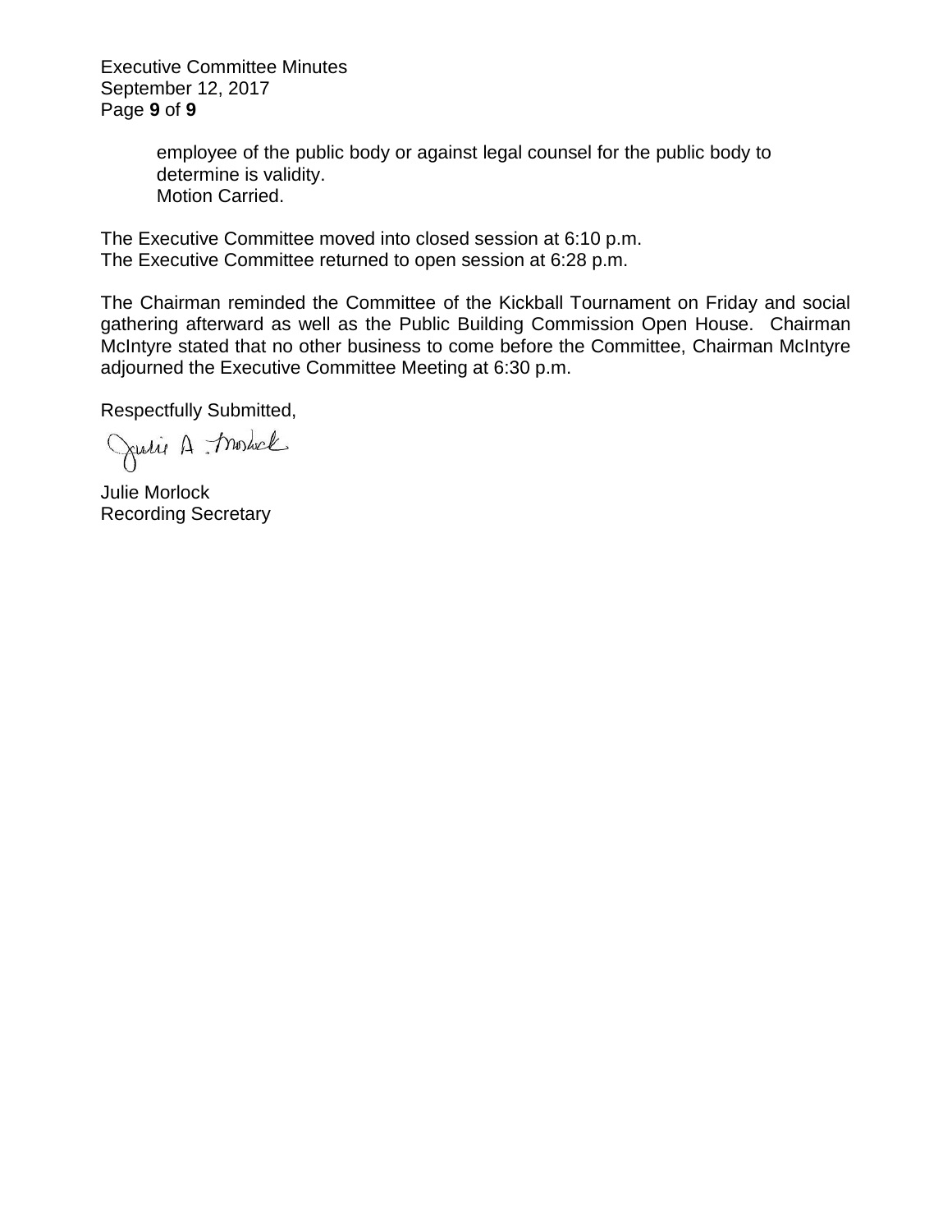employee of the public body or against legal counsel for the public body to determine is validity.
Motion Carried.

The Executive Committee moved into closed session at 6:10 p.m.
The Executive Committee returned to open session at 6:28 p.m.

The Chairman reminded the Committee of the Kickball Tournament on Friday and social gathering afterward as well as the Public Building Commission Open House. Chairman McIntyre stated that no other business to come before the Committee, Chairman McIntyre adjourned the Executive Committee Meeting at 6:30 p.m.

Respectfully Submitted,

Julie A. Morlock

Julie Morlock
Recording Secretary